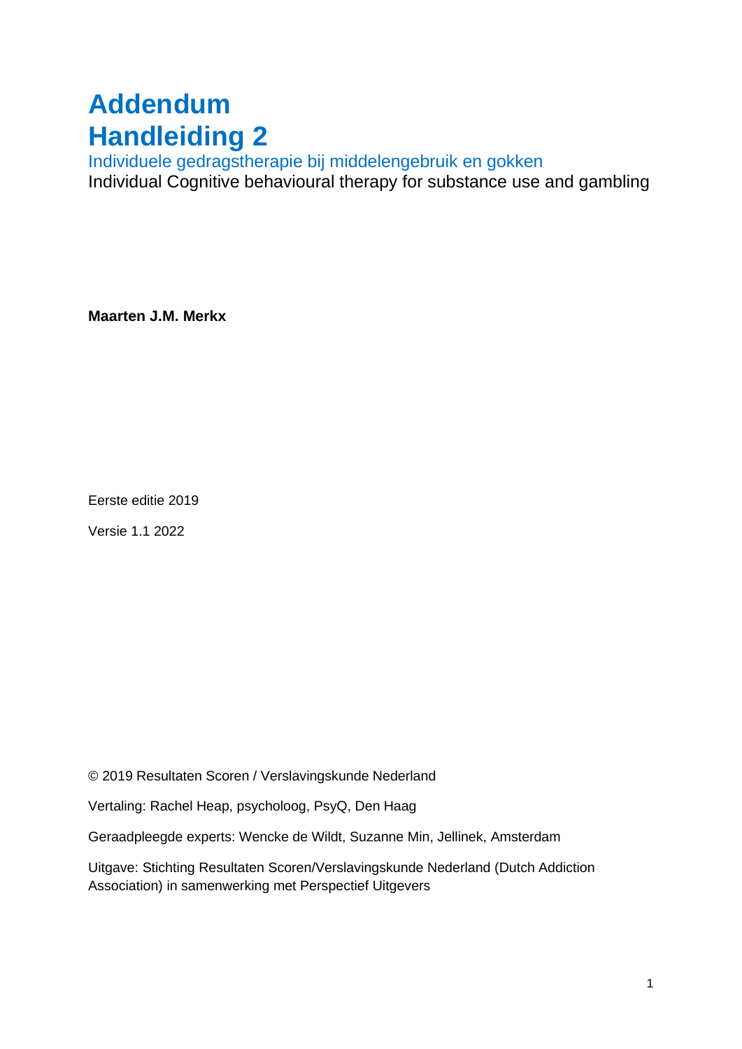# Addendum
# Handleiding 2

Individuele gedragstherapie bij middelengebruik en gokken

Individual Cognitive behavioural therapy for substance use and gambling

**Maarten J.M. Merkx**

Eerste editie 2019

Versie 1.1 2022

© 2019 Resultaten Scoren / Verslavingskunde Nederland

Vertaling: Rachel Heap, psycholoog, PsyQ, Den Haag

Geraadpleegde experts: Wencke de Wildt, Suzanne Min, Jellinek, Amsterdam

Uitgave: Stichting Resultaten Scoren/Verslavingskunde Nederland (Dutch Addiction Association) in samenwerking met Perspectief Uitgevers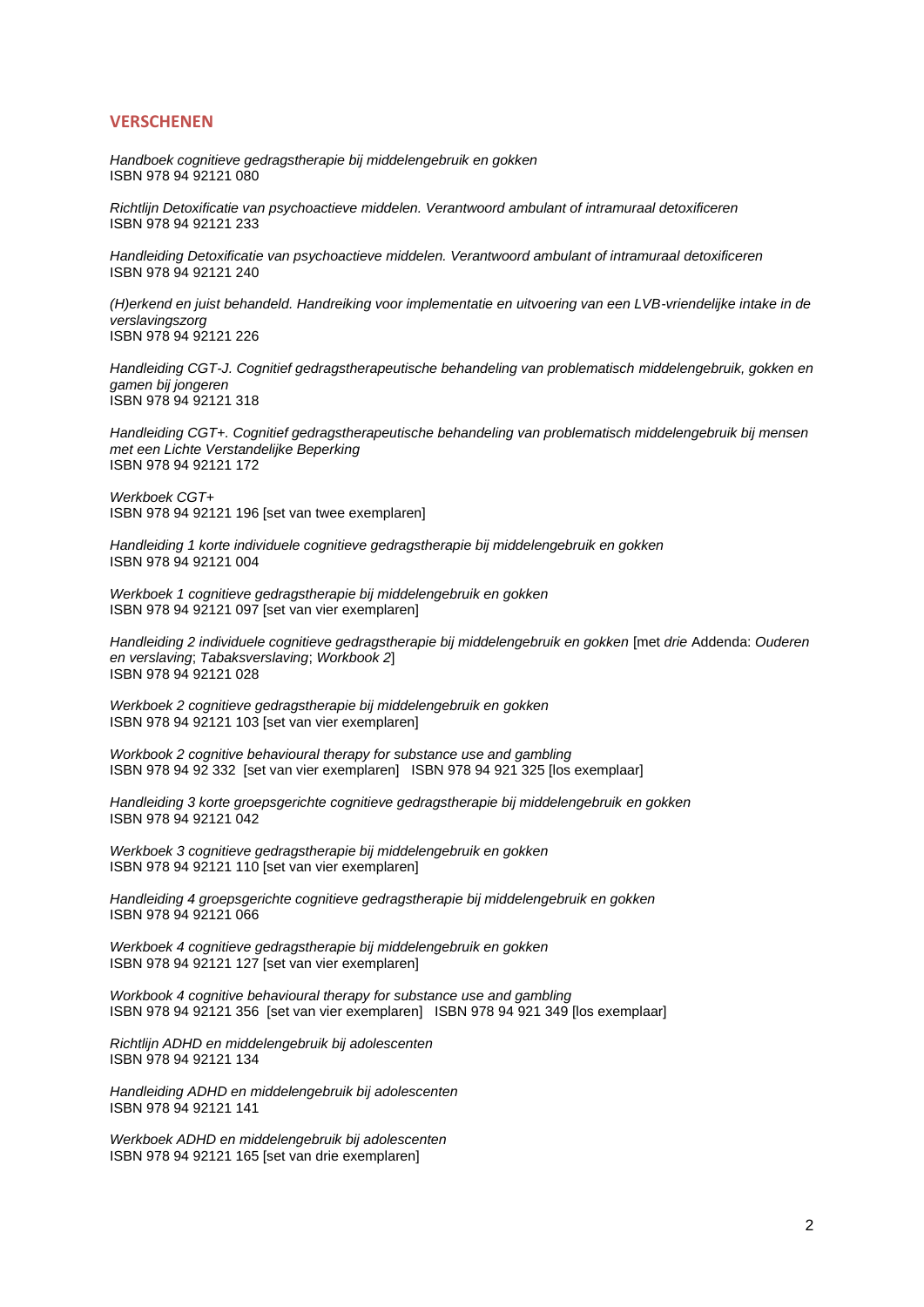## VERSCHENEN

*Handboek cognitieve gedragstherapie bij middelengebruik en gokken*
ISBN 978 94 92121 080

*Richtlijn Detoxificatie van psychoactieve middelen. Verantwoord ambulant of intramuraal detoxificeren*
ISBN 978 94 92121 233

*Handleiding Detoxificatie van psychoactieve middelen. Verantwoord ambulant of intramuraal detoxificeren*
ISBN 978 94 92121 240

*(H)erkend en juist behandeld. Handreiking voor implementatie en uitvoering van een LVB-vriendelijke intake in de verslavingszorg*
ISBN 978 94 92121 226

*Handleiding CGT-J. Cognitief gedragstherapeutische behandeling van problematisch middelengebruik, gokken en gamen bij jongeren*
ISBN 978 94 92121 318

*Handleiding CGT+. Cognitief gedragstherapeutische behandeling van problematisch middelengebruik bij mensen met een Lichte Verstandelijke Beperking*
ISBN 978 94 92121 172

*Werkboek CGT+*
ISBN 978 94 92121 196 [set van twee exemplaren]

*Handleiding 1 korte individuele cognitieve gedragstherapie bij middelengebruik en gokken*
ISBN 978 94 92121 004

*Werkboek 1 cognitieve gedragstherapie bij middelengebruik en gokken*
ISBN 978 94 92121 097 [set van vier exemplaren]

*Handleiding 2 individuele cognitieve gedragstherapie bij middelengebruik en gokken* [met drie Addenda: *Ouderen en verslaving*; *Tabaksverslaving*; *Workbook 2*]
ISBN 978 94 92121 028

*Werkboek 2 cognitieve gedragstherapie bij middelengebruik en gokken*
ISBN 978 94 92121 103 [set van vier exemplaren]

*Workbook 2 cognitive behavioural therapy for substance use and gambling*
ISBN 978 94 92 332 [set van vier exemplaren] ISBN 978 94 921 325 [los exemplaar]

*Handleiding 3 korte groepsgerichte cognitieve gedragstherapie bij middelengebruik en gokken*
ISBN 978 94 92121 042

*Werkboek 3 cognitieve gedragstherapie bij middelengebruik en gokken*
ISBN 978 94 92121 110 [set van vier exemplaren]

*Handleiding 4 groepsgerichte cognitieve gedragstherapie bij middelengebruik en gokken*
ISBN 978 94 92121 066

*Werkboek 4 cognitieve gedragstherapie bij middelengebruik en gokken*
ISBN 978 94 92121 127 [set van vier exemplaren]

*Workbook 4 cognitive behavioural therapy for substance use and gambling*
ISBN 978 94 92121 356 [set van vier exemplaren] ISBN 978 94 921 349 [los exemplaar]

*Richtlijn ADHD en middelengebruik bij adolescenten*
ISBN 978 94 92121 134

*Handleiding ADHD en middelengebruik bij adolescenten*
ISBN 978 94 92121 141

*Werkboek ADHD en middelengebruik bij adolescenten*
ISBN 978 94 92121 165 [set van drie exemplaren]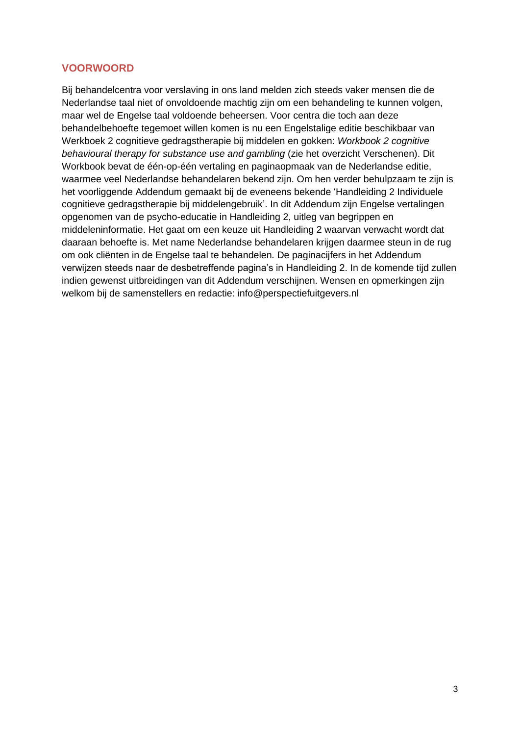## VOORWOORD

Bij behandelcentra voor verslaving in ons land melden zich steeds vaker mensen die de Nederlandse taal niet of onvoldoende machtig zijn om een behandeling te kunnen volgen, maar wel de Engelse taal voldoende beheersen. Voor centra die toch aan deze behandelbehoefte tegemoet willen komen is nu een Engelstalige editie beschikbaar van Werkboek 2 cognitieve gedragstherapie bij middelen en gokken: *Workbook 2 cognitive behavioural therapy for substance use and gambling* (zie het overzicht Verschenen). Dit Workbook bevat de één-op-één vertaling en paginaopmaak van de Nederlandse editie, waarmee veel Nederlandse behandelaren bekend zijn. Om hen verder behulpzaam te zijn is het voorliggende Addendum gemaakt bij de eveneens bekende 'Handleiding 2 Individuele cognitieve gedragstherapie bij middelengebruik'. In dit Addendum zijn Engelse vertalingen opgenomen van de psycho-educatie in Handleiding 2, uitleg van begrippen en middeleninformatie. Het gaat om een keuze uit Handleiding 2 waarvan verwacht wordt dat daaraan behoefte is. Met name Nederlandse behandelaren krijgen daarmee steun in de rug om ook cliënten in de Engelse taal te behandelen. De paginacijfers in het Addendum verwijzen steeds naar de desbetreffende pagina's in Handleiding 2. In de komende tijd zullen indien gewenst uitbreidingen van dit Addendum verschijnen. Wensen en opmerkingen zijn welkom bij de samenstellers en redactie: info@perspectiefuitgevers.nl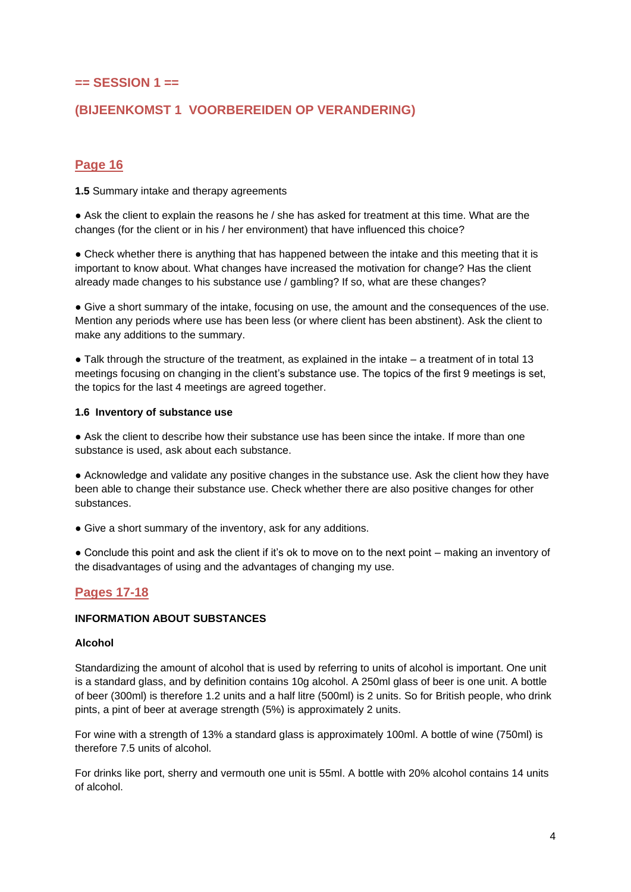## == SESSION 1 ==

## (BIJEENKOMST 1 VOORBEREIDEN OP VERANDERING)

### Page 16

**1.5** Summary intake and therapy agreements

● Ask the client to explain the reasons he / she has asked for treatment at this time. What are the changes (for the client or in his / her environment) that have influenced this choice?

● Check whether there is anything that has happened between the intake and this meeting that it is important to know about. What changes have increased the motivation for change? Has the client already made changes to his substance use / gambling? If so, what are these changes?

● Give a short summary of the intake, focusing on use, the amount and the consequences of the use. Mention any periods where use has been less (or where client has been abstinent). Ask the client to make any additions to the summary.

● Talk through the structure of the treatment, as explained in the intake – a treatment of in total 13 meetings focusing on changing in the client's substance use. The topics of the first 9 meetings is set, the topics for the last 4 meetings are agreed together.

**1.6 Inventory of substance use**

● Ask the client to describe how their substance use has been since the intake. If more than one substance is used, ask about each substance.

● Acknowledge and validate any positive changes in the substance use. Ask the client how they have been able to change their substance use. Check whether there are also positive changes for other substances.

● Give a short summary of the inventory, ask for any additions.

● Conclude this point and ask the client if it's ok to move on to the next point – making an inventory of the disadvantages of using and the advantages of changing my use.

### Pages 17-18

**INFORMATION ABOUT SUBSTANCES**

**Alcohol**

Standardizing the amount of alcohol that is used by referring to units of alcohol is important. One unit is a standard glass, and by definition contains 10g alcohol. A 250ml glass of beer is one unit. A bottle of beer (300ml) is therefore 1.2 units and a half litre (500ml) is 2 units. So for British people, who drink pints, a pint of beer at average strength (5%) is approximately 2 units.

For wine with a strength of 13% a standard glass is approximately 100ml. A bottle of wine (750ml) is therefore 7.5 units of alcohol.

For drinks like port, sherry and vermouth one unit is 55ml. A bottle with 20% alcohol contains 14 units of alcohol.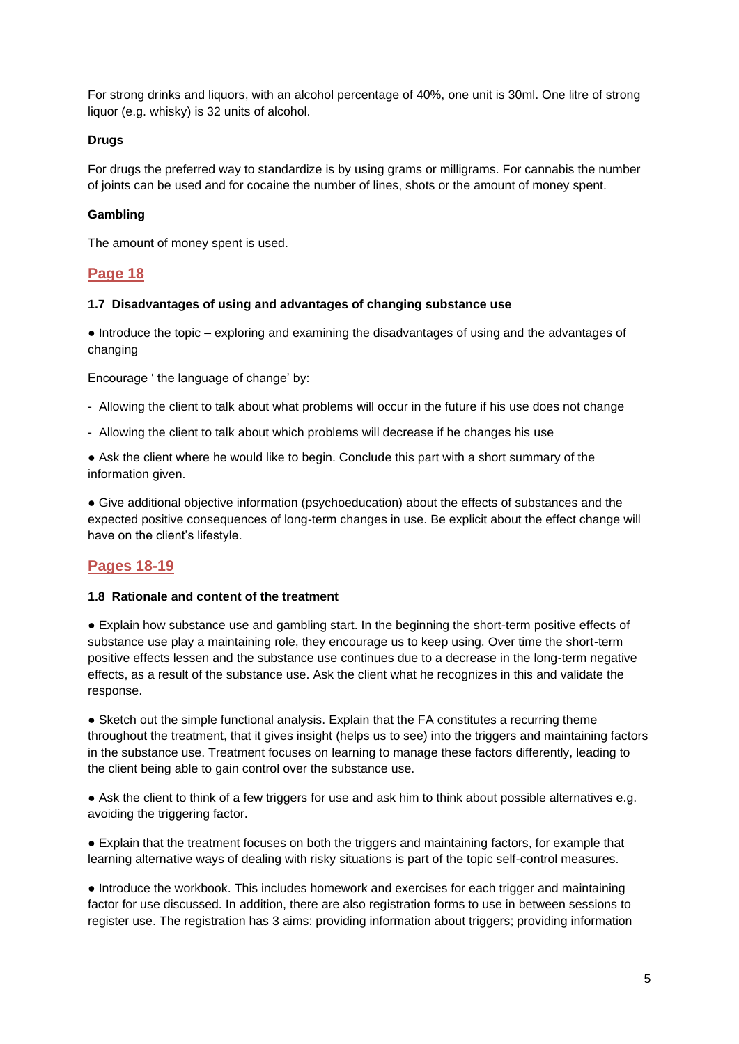For strong drinks and liquors, with an alcohol percentage of 40%, one unit is 30ml. One litre of strong liquor (e.g. whisky) is 32 units of alcohol.

**Drugs**

For drugs the preferred way to standardize is by using grams or milligrams. For cannabis the number of joints can be used and for cocaine the number of lines, shots or the amount of money spent.

**Gambling**

The amount of money spent is used.

## Page 18

### 1.7 Disadvantages of using and advantages of changing substance use

● Introduce the topic – exploring and examining the disadvantages of using and the advantages of changing

Encourage ' the language of change' by:

- Allowing the client to talk about what problems will occur in the future if his use does not change
- Allowing the client to talk about which problems will decrease if he changes his use

● Ask the client where he would like to begin. Conclude this part with a short summary of the information given.

● Give additional objective information (psychoeducation) about the effects of substances and the expected positive consequences of long-term changes in use. Be explicit about the effect change will have on the client's lifestyle.

## Pages 18-19

### 1.8 Rationale and content of the treatment

● Explain how substance use and gambling start. In the beginning the short-term positive effects of substance use play a maintaining role, they encourage us to keep using. Over time the short-term positive effects lessen and the substance use continues due to a decrease in the long-term negative effects, as a result of the substance use. Ask the client what he recognizes in this and validate the response.

● Sketch out the simple functional analysis. Explain that the FA constitutes a recurring theme throughout the treatment, that it gives insight (helps us to see) into the triggers and maintaining factors in the substance use. Treatment focuses on learning to manage these factors differently, leading to the client being able to gain control over the substance use.

● Ask the client to think of a few triggers for use and ask him to think about possible alternatives e.g. avoiding the triggering factor.

● Explain that the treatment focuses on both the triggers and maintaining factors, for example that learning alternative ways of dealing with risky situations is part of the topic self-control measures.

● Introduce the workbook. This includes homework and exercises for each trigger and maintaining factor for use discussed. In addition, there are also registration forms to use in between sessions to register use. The registration has 3 aims: providing information about triggers; providing information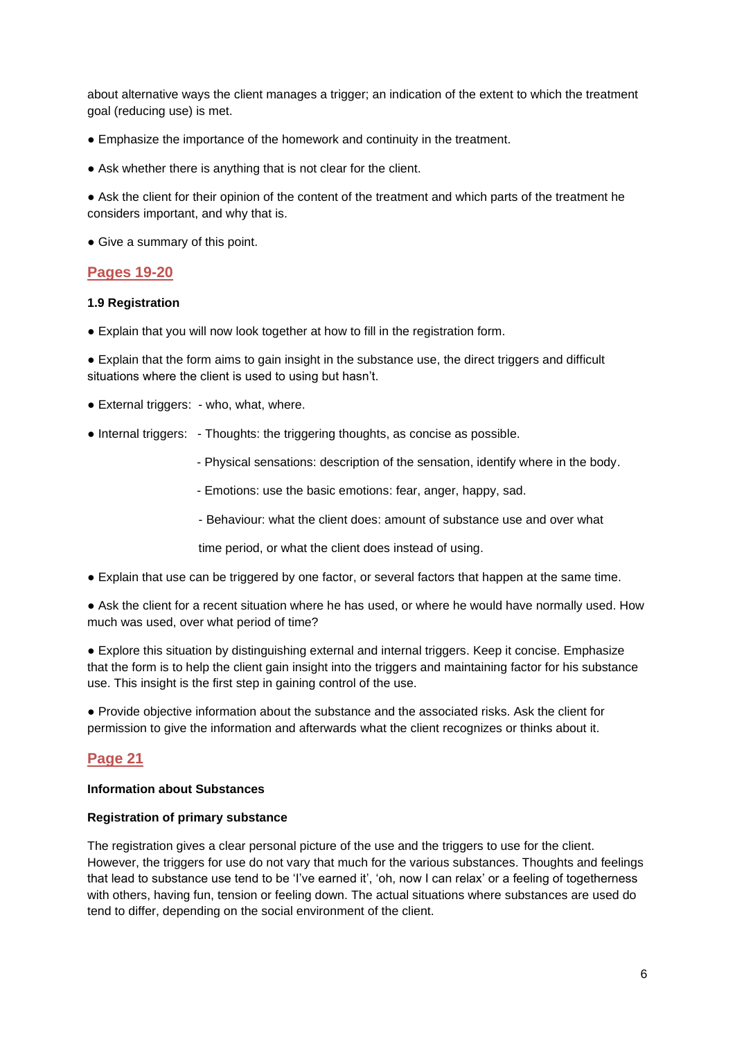about alternative ways the client manages a trigger; an indication of the extent to which the treatment goal (reducing use) is met.

- Emphasize the importance of the homework and continuity in the treatment.
- Ask whether there is anything that is not clear for the client.
- Ask the client for their opinion of the content of the treatment and which parts of the treatment he considers important, and why that is.
- Give a summary of this point.

## Pages 19-20

**1.9 Registration**

- Explain that you will now look together at how to fill in the registration form.
- Explain that the form aims to gain insight in the substance use, the direct triggers and difficult situations where the client is used to using but hasn't.
- External triggers: - who, what, where.
- Internal triggers:
  - Thoughts: the triggering thoughts, as concise as possible.
  - Physical sensations: description of the sensation, identify where in the body.
  - Emotions: use the basic emotions: fear, anger, happy, sad.
  - Behaviour: what the client does: amount of substance use and over what time period, or what the client does instead of using.
- Explain that use can be triggered by one factor, or several factors that happen at the same time.
- Ask the client for a recent situation where he has used, or where he would have normally used. How much was used, over what period of time?
- Explore this situation by distinguishing external and internal triggers. Keep it concise. Emphasize that the form is to help the client gain insight into the triggers and maintaining factor for his substance use. This insight is the first step in gaining control of the use.
- Provide objective information about the substance and the associated risks. Ask the client for permission to give the information and afterwards what the client recognizes or thinks about it.

## Page 21

**Information about Substances**

**Registration of primary substance**

The registration gives a clear personal picture of the use and the triggers to use for the client. However, the triggers for use do not vary that much for the various substances. Thoughts and feelings that lead to substance use tend to be 'I've earned it', 'oh, now I can relax' or a feeling of togetherness with others, having fun, tension or feeling down. The actual situations where substances are used do tend to differ, depending on the social environment of the client.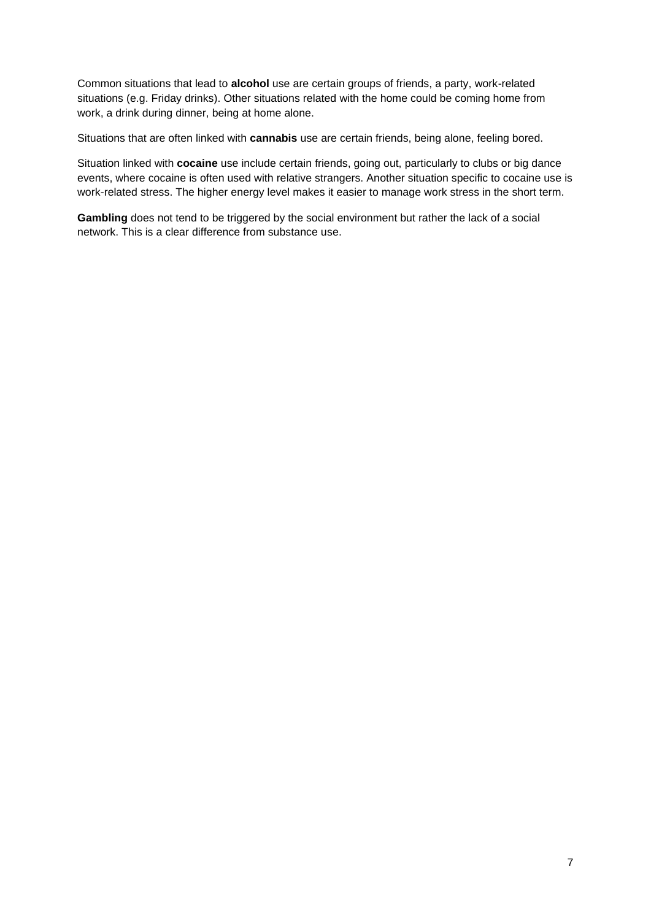Common situations that lead to **alcohol** use are certain groups of friends, a party, work-related situations (e.g. Friday drinks). Other situations related with the home could be coming home from work, a drink during dinner, being at home alone.

Situations that are often linked with **cannabis** use are certain friends, being alone, feeling bored.

Situation linked with **cocaine** use include certain friends, going out, particularly to clubs or big dance events, where cocaine is often used with relative strangers. Another situation specific to cocaine use is work-related stress. The higher energy level makes it easier to manage work stress in the short term.

**Gambling** does not tend to be triggered by the social environment but rather the lack of a social network. This is a clear difference from substance use.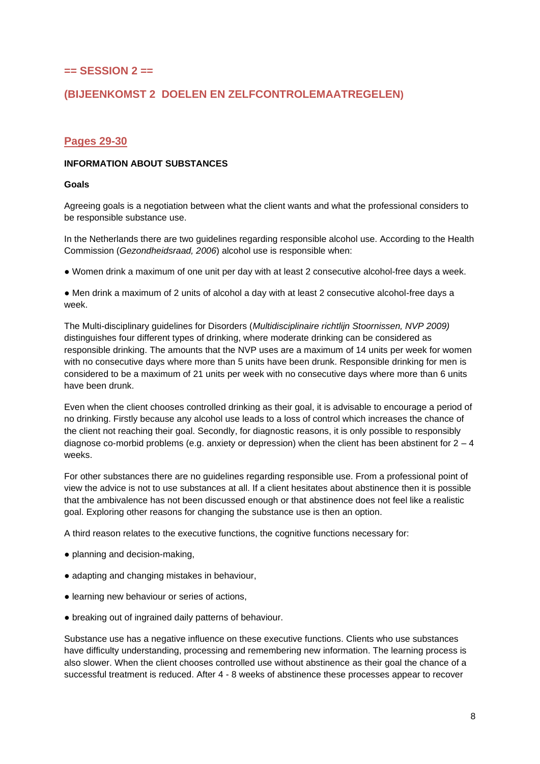## == SESSION 2 ==

## (BIJEENKOMST 2 DOELEN EN ZELFCONTROLEMAATREGELEN)

### Pages 29-30

**INFORMATION ABOUT SUBSTANCES**

**Goals**

Agreeing goals is a negotiation between what the client wants and what the professional considers to be responsible substance use.

In the Netherlands there are two guidelines regarding responsible alcohol use. According to the Health Commission (*Gezondheidsraad, 2006*) alcohol use is responsible when:

- Women drink a maximum of one unit per day with at least 2 consecutive alcohol-free days a week.

- Men drink a maximum of 2 units of alcohol a day with at least 2 consecutive alcohol-free days a week.

The Multi-disciplinary guidelines for Disorders (*Multidisciplinaire richtlijn Stoornissen, NVP 2009)* distinguishes four different types of drinking, where moderate drinking can be considered as responsible drinking. The amounts that the NVP uses are a maximum of 14 units per week for women with no consecutive days where more than 5 units have been drunk. Responsible drinking for men is considered to be a maximum of 21 units per week with no consecutive days where more than 6 units have been drunk.

Even when the client chooses controlled drinking as their goal, it is advisable to encourage a period of no drinking. Firstly because any alcohol use leads to a loss of control which increases the chance of the client not reaching their goal. Secondly, for diagnostic reasons, it is only possible to responsibly diagnose co-morbid problems (e.g. anxiety or depression) when the client has been abstinent for 2 – 4 weeks.

For other substances there are no guidelines regarding responsible use. From a professional point of view the advice is not to use substances at all. If a client hesitates about abstinence then it is possible that the ambivalence has not been discussed enough or that abstinence does not feel like a realistic goal. Exploring other reasons for changing the substance use is then an option.

A third reason relates to the executive functions, the cognitive functions necessary for:

- planning and decision-making,

- adapting and changing mistakes in behaviour,

- learning new behaviour or series of actions,

- breaking out of ingrained daily patterns of behaviour.

Substance use has a negative influence on these executive functions. Clients who use substances have difficulty understanding, processing and remembering new information. The learning process is also slower. When the client chooses controlled use without abstinence as their goal the chance of a successful treatment is reduced. After 4 - 8 weeks of abstinence these processes appear to recover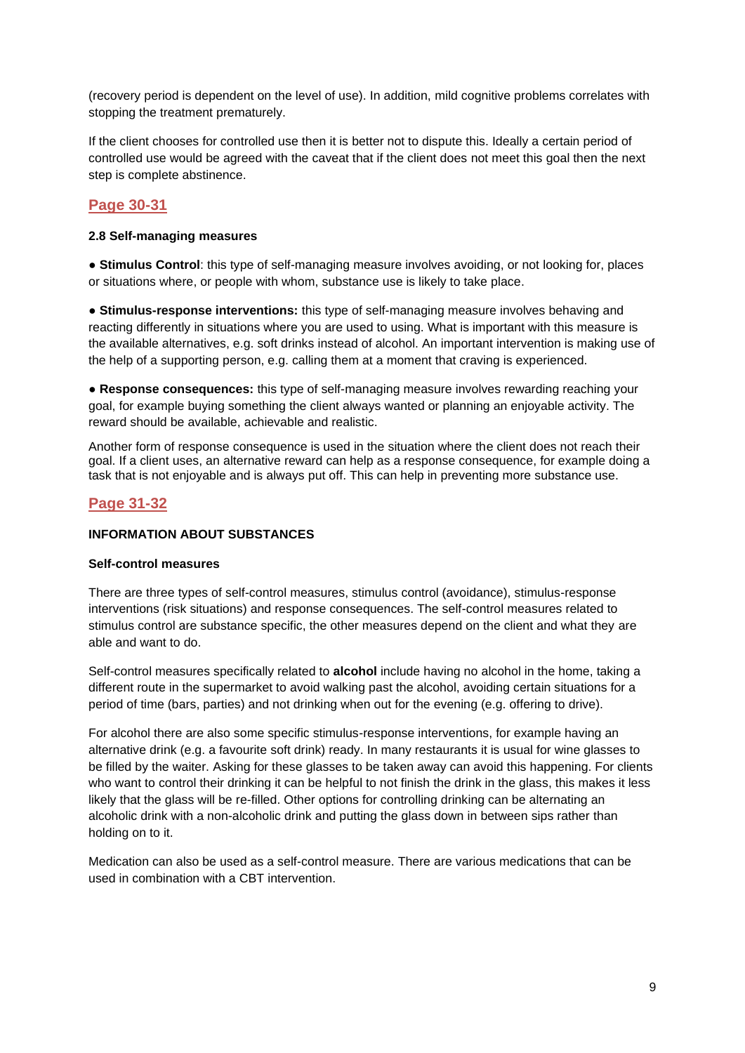(recovery period is dependent on the level of use). In addition, mild cognitive problems correlates with stopping the treatment prematurely.

If the client chooses for controlled use then it is better not to dispute this. Ideally a certain period of controlled use would be agreed with the caveat that if the client does not meet this goal then the next step is complete abstinence.

## Page 30-31

**2.8 Self-managing measures**

● **Stimulus Control**: this type of self-managing measure involves avoiding, or not looking for, places or situations where, or people with whom, substance use is likely to take place.

● **Stimulus-response interventions:** this type of self-managing measure involves behaving and reacting differently in situations where you are used to using. What is important with this measure is the available alternatives, e.g. soft drinks instead of alcohol. An important intervention is making use of the help of a supporting person, e.g. calling them at a moment that craving is experienced.

● **Response consequences:** this type of self-managing measure involves rewarding reaching your goal, for example buying something the client always wanted or planning an enjoyable activity. The reward should be available, achievable and realistic.

Another form of response consequence is used in the situation where the client does not reach their goal. If a client uses, an alternative reward can help as a response consequence, for example doing a task that is not enjoyable and is always put off. This can help in preventing more substance use.

## Page 31-32

**INFORMATION ABOUT SUBSTANCES**

**Self-control measures**

There are three types of self-control measures, stimulus control (avoidance), stimulus-response interventions (risk situations) and response consequences. The self-control measures related to stimulus control are substance specific, the other measures depend on the client and what they are able and want to do.

Self-control measures specifically related to **alcohol** include having no alcohol in the home, taking a different route in the supermarket to avoid walking past the alcohol, avoiding certain situations for a period of time (bars, parties) and not drinking when out for the evening (e.g. offering to drive).

For alcohol there are also some specific stimulus-response interventions, for example having an alternative drink (e.g. a favourite soft drink) ready. In many restaurants it is usual for wine glasses to be filled by the waiter. Asking for these glasses to be taken away can avoid this happening. For clients who want to control their drinking it can be helpful to not finish the drink in the glass, this makes it less likely that the glass will be re-filled. Other options for controlling drinking can be alternating an alcoholic drink with a non-alcoholic drink and putting the glass down in between sips rather than holding on to it.

Medication can also be used as a self-control measure. There are various medications that can be used in combination with a CBT intervention.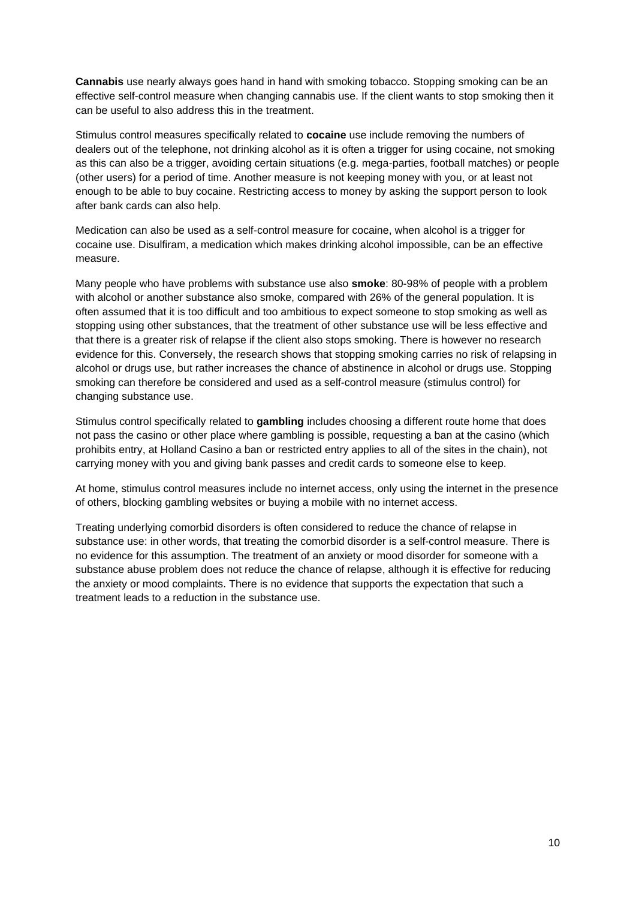**Cannabis** use nearly always goes hand in hand with smoking tobacco. Stopping smoking can be an effective self-control measure when changing cannabis use. If the client wants to stop smoking then it can be useful to also address this in the treatment.

Stimulus control measures specifically related to **cocaine** use include removing the numbers of dealers out of the telephone, not drinking alcohol as it is often a trigger for using cocaine, not smoking as this can also be a trigger, avoiding certain situations (e.g. mega-parties, football matches) or people (other users) for a period of time. Another measure is not keeping money with you, or at least not enough to be able to buy cocaine. Restricting access to money by asking the support person to look after bank cards can also help.

Medication can also be used as a self-control measure for cocaine, when alcohol is a trigger for cocaine use. Disulfiram, a medication which makes drinking alcohol impossible, can be an effective measure.

Many people who have problems with substance use also **smoke**: 80-98% of people with a problem with alcohol or another substance also smoke, compared with 26% of the general population. It is often assumed that it is too difficult and too ambitious to expect someone to stop smoking as well as stopping using other substances, that the treatment of other substance use will be less effective and that there is a greater risk of relapse if the client also stops smoking. There is however no research evidence for this. Conversely, the research shows that stopping smoking carries no risk of relapsing in alcohol or drugs use, but rather increases the chance of abstinence in alcohol or drugs use. Stopping smoking can therefore be considered and used as a self-control measure (stimulus control) for changing substance use.

Stimulus control specifically related to **gambling** includes choosing a different route home that does not pass the casino or other place where gambling is possible, requesting a ban at the casino (which prohibits entry, at Holland Casino a ban or restricted entry applies to all of the sites in the chain), not carrying money with you and giving bank passes and credit cards to someone else to keep.

At home, stimulus control measures include no internet access, only using the internet in the presence of others, blocking gambling websites or buying a mobile with no internet access.

Treating underlying comorbid disorders is often considered to reduce the chance of relapse in substance use: in other words, that treating the comorbid disorder is a self-control measure. There is no evidence for this assumption. The treatment of an anxiety or mood disorder for someone with a substance abuse problem does not reduce the chance of relapse, although it is effective for reducing the anxiety or mood complaints. There is no evidence that supports the expectation that such a treatment leads to a reduction in the substance use.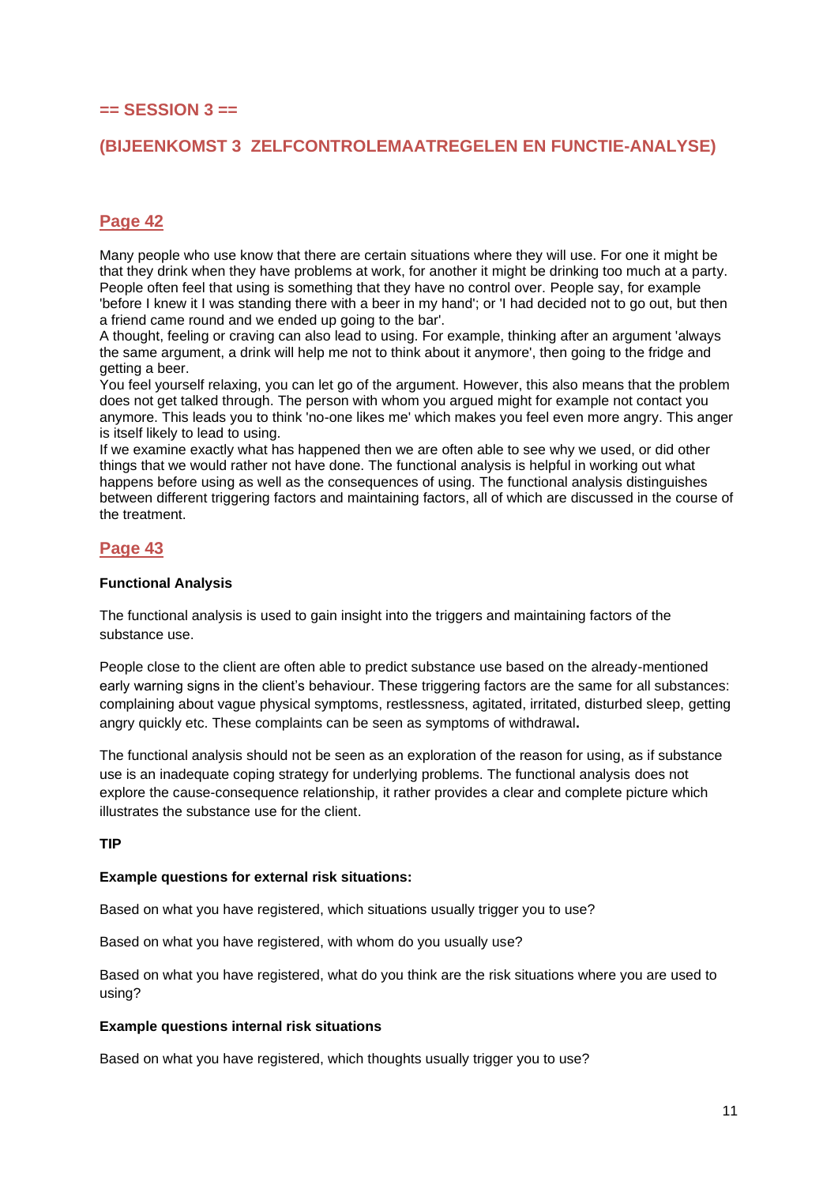## == SESSION 3 ==

## (BIJEENKOMST 3 ZELFCONTROLEMAATREGELEN EN FUNCTIE-ANALYSE)

### Page 42

Many people who use know that there are certain situations where they will use. For one it might be that they drink when they have problems at work, for another it might be drinking too much at a party. People often feel that using is something that they have no control over. People say, for example 'before I knew it I was standing there with a beer in my hand'; or 'I had decided not to go out, but then a friend came round and we ended up going to the bar'.
A thought, feeling or craving can also lead to using. For example, thinking after an argument 'always the same argument, a drink will help me not to think about it anymore', then going to the fridge and getting a beer.
You feel yourself relaxing, you can let go of the argument. However, this also means that the problem does not get talked through. The person with whom you argued might for example not contact you anymore. This leads you to think 'no-one likes me' which makes you feel even more angry. This anger is itself likely to lead to using.
If we examine exactly what has happened then we are often able to see why we used, or did other things that we would rather not have done. The functional analysis is helpful in working out what happens before using as well as the consequences of using. The functional analysis distinguishes between different triggering factors and maintaining factors, all of which are discussed in the course of the treatment.

### Page 43

**Functional Analysis**

The functional analysis is used to gain insight into the triggers and maintaining factors of the substance use.

People close to the client are often able to predict substance use based on the already-mentioned early warning signs in the client's behaviour. These triggering factors are the same for all substances: complaining about vague physical symptoms, restlessness, agitated, irritated, disturbed sleep, getting angry quickly etc. These complaints can be seen as symptoms of withdrawal**.**

The functional analysis should not be seen as an exploration of the reason for using, as if substance use is an inadequate coping strategy for underlying problems. The functional analysis does not explore the cause-consequence relationship, it rather provides a clear and complete picture which illustrates the substance use for the client.

**TIP**

**Example questions for external risk situations:**

Based on what you have registered, which situations usually trigger you to use?

Based on what you have registered, with whom do you usually use?

Based on what you have registered, what do you think are the risk situations where you are used to using?

**Example questions internal risk situations**

Based on what you have registered, which thoughts usually trigger you to use?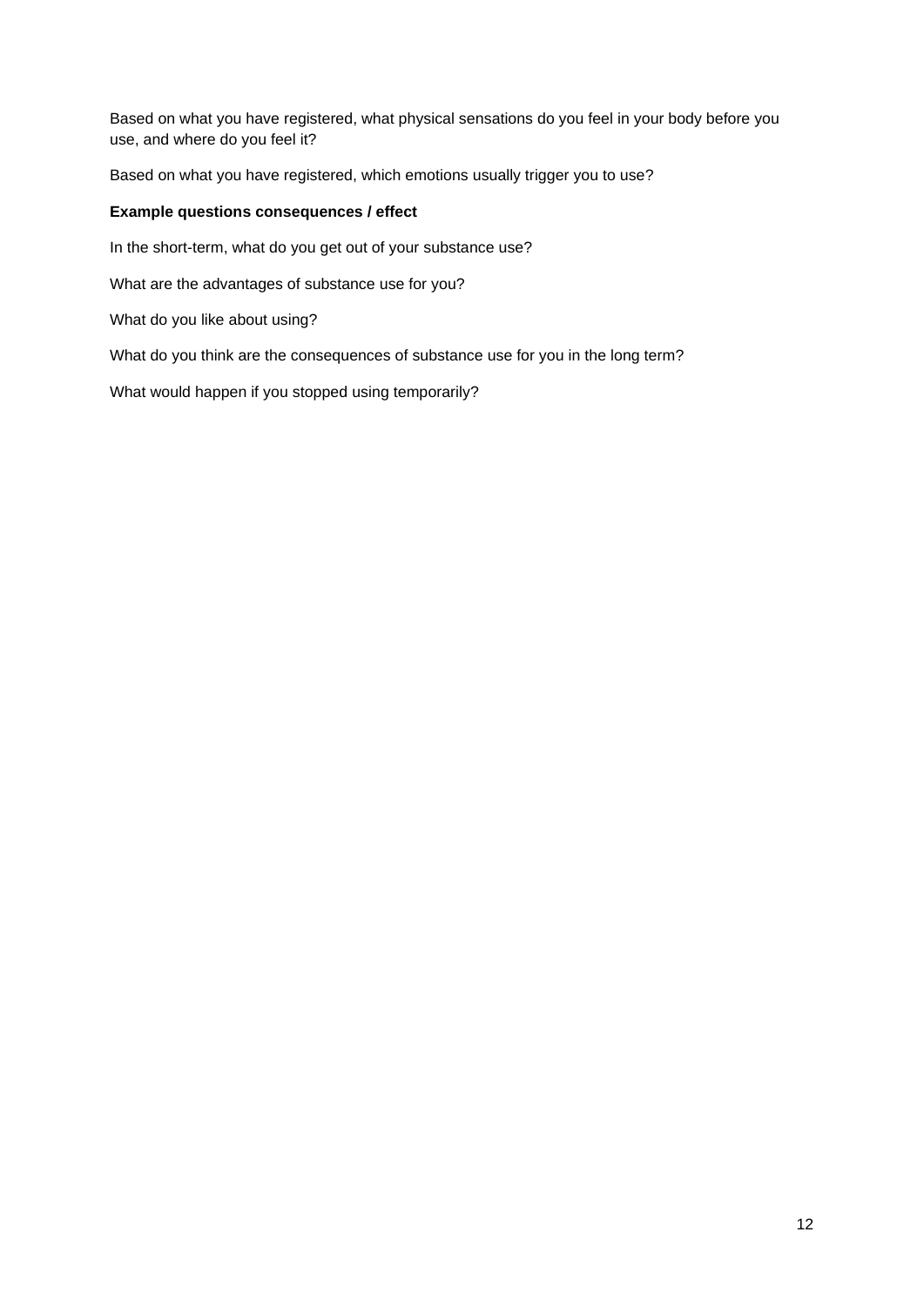Based on what you have registered, what physical sensations do you feel in your body before you use, and where do you feel it?

Based on what you have registered, which emotions usually trigger you to use?

**Example questions consequences / effect**

In the short-term, what do you get out of your substance use?

What are the advantages of substance use for you?

What do you like about using?

What do you think are the consequences of substance use for you in the long term?

What would happen if you stopped using temporarily?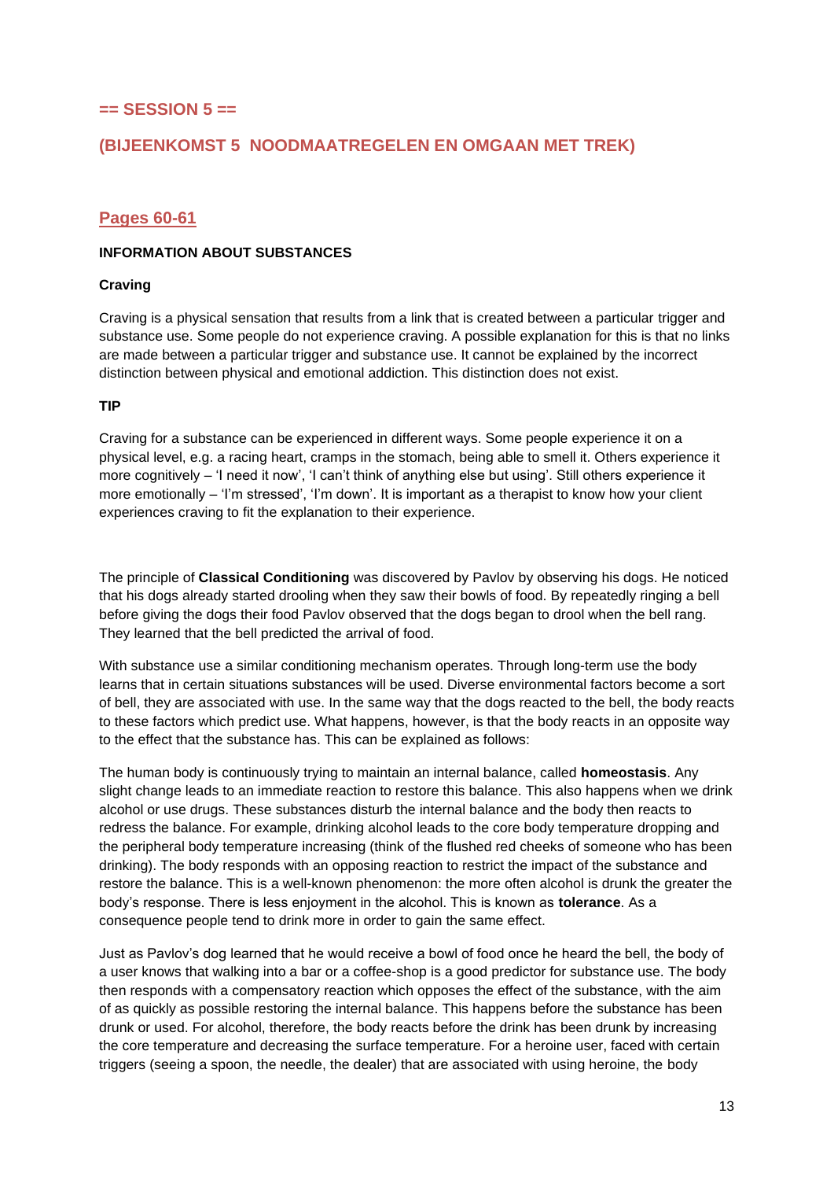## == SESSION 5 ==

## (BIJEENKOMST 5 NOODMAATREGELEN EN OMGAAN MET TREK)

### Pages 60-61

**INFORMATION ABOUT SUBSTANCES**

**Craving**

Craving is a physical sensation that results from a link that is created between a particular trigger and substance use. Some people do not experience craving. A possible explanation for this is that no links are made between a particular trigger and substance use. It cannot be explained by the incorrect distinction between physical and emotional addiction. This distinction does not exist.

**TIP**

Craving for a substance can be experienced in different ways. Some people experience it on a physical level, e.g. a racing heart, cramps in the stomach, being able to smell it. Others experience it more cognitively – 'I need it now', 'I can't think of anything else but using'. Still others experience it more emotionally – 'I'm stressed', 'I'm down'. It is important as a therapist to know how your client experiences craving to fit the explanation to their experience.

The principle of **Classical Conditioning** was discovered by Pavlov by observing his dogs. He noticed that his dogs already started drooling when they saw their bowls of food. By repeatedly ringing a bell before giving the dogs their food Pavlov observed that the dogs began to drool when the bell rang. They learned that the bell predicted the arrival of food.

With substance use a similar conditioning mechanism operates. Through long-term use the body learns that in certain situations substances will be used. Diverse environmental factors become a sort of bell, they are associated with use. In the same way that the dogs reacted to the bell, the body reacts to these factors which predict use. What happens, however, is that the body reacts in an opposite way to the effect that the substance has. This can be explained as follows:

The human body is continuously trying to maintain an internal balance, called **homeostasis**. Any slight change leads to an immediate reaction to restore this balance. This also happens when we drink alcohol or use drugs. These substances disturb the internal balance and the body then reacts to redress the balance. For example, drinking alcohol leads to the core body temperature dropping and the peripheral body temperature increasing (think of the flushed red cheeks of someone who has been drinking). The body responds with an opposing reaction to restrict the impact of the substance and restore the balance. This is a well-known phenomenon: the more often alcohol is drunk the greater the body's response. There is less enjoyment in the alcohol. This is known as **tolerance**. As a consequence people tend to drink more in order to gain the same effect.

Just as Pavlov's dog learned that he would receive a bowl of food once he heard the bell, the body of a user knows that walking into a bar or a coffee-shop is a good predictor for substance use. The body then responds with a compensatory reaction which opposes the effect of the substance, with the aim of as quickly as possible restoring the internal balance. This happens before the substance has been drunk or used. For alcohol, therefore, the body reacts before the drink has been drunk by increasing the core temperature and decreasing the surface temperature. For a heroine user, faced with certain triggers (seeing a spoon, the needle, the dealer) that are associated with using heroine, the body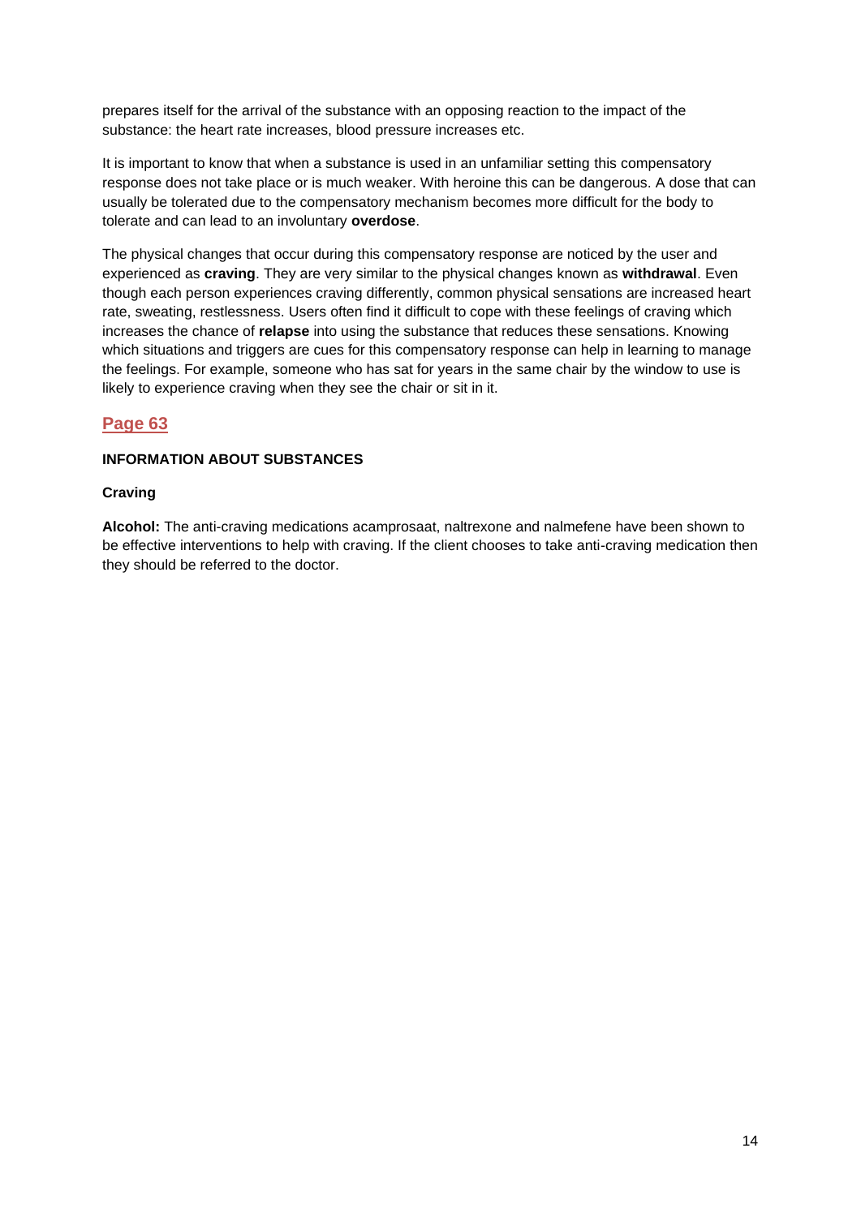prepares itself for the arrival of the substance with an opposing reaction to the impact of the substance: the heart rate increases, blood pressure increases etc.

It is important to know that when a substance is used in an unfamiliar setting this compensatory response does not take place or is much weaker. With heroine this can be dangerous. A dose that can usually be tolerated due to the compensatory mechanism becomes more difficult for the body to tolerate and can lead to an involuntary **overdose**.

The physical changes that occur during this compensatory response are noticed by the user and experienced as **craving**. They are very similar to the physical changes known as **withdrawal**. Even though each person experiences craving differently, common physical sensations are increased heart rate, sweating, restlessness. Users often find it difficult to cope with these feelings of craving which increases the chance of **relapse** into using the substance that reduces these sensations. Knowing which situations and triggers are cues for this compensatory response can help in learning to manage the feelings. For example, someone who has sat for years in the same chair by the window to use is likely to experience craving when they see the chair or sit in it.

## Page 63

**INFORMATION ABOUT SUBSTANCES**

**Craving**

**Alcohol:** The anti-craving medications acamprosaat, naltrexone and nalmefene have been shown to be effective interventions to help with craving. If the client chooses to take anti-craving medication then they should be referred to the doctor.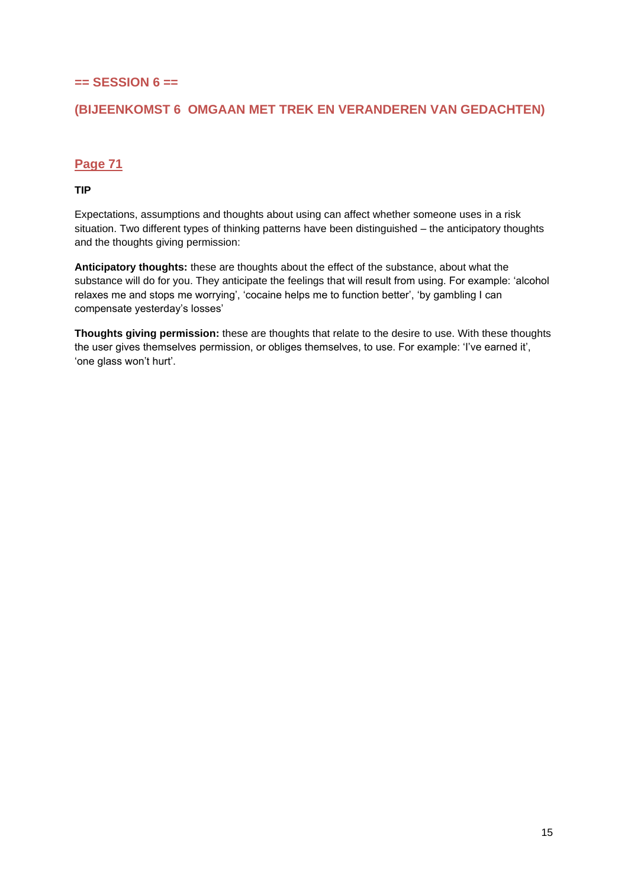## == SESSION 6 ==

## (BIJEENKOMST 6  OMGAAN MET TREK EN VERANDEREN VAN GEDACHTEN)

### Page 71

**TIP**

Expectations, assumptions and thoughts about using can affect whether someone uses in a risk situation. Two different types of thinking patterns have been distinguished – the anticipatory thoughts and the thoughts giving permission:

**Anticipatory thoughts:** these are thoughts about the effect of the substance, about what the substance will do for you. They anticipate the feelings that will result from using. For example: 'alcohol relaxes me and stops me worrying', 'cocaine helps me to function better', 'by gambling I can compensate yesterday's losses'

**Thoughts giving permission:** these are thoughts that relate to the desire to use. With these thoughts the user gives themselves permission, or obliges themselves, to use. For example: 'I've earned it', 'one glass won't hurt'.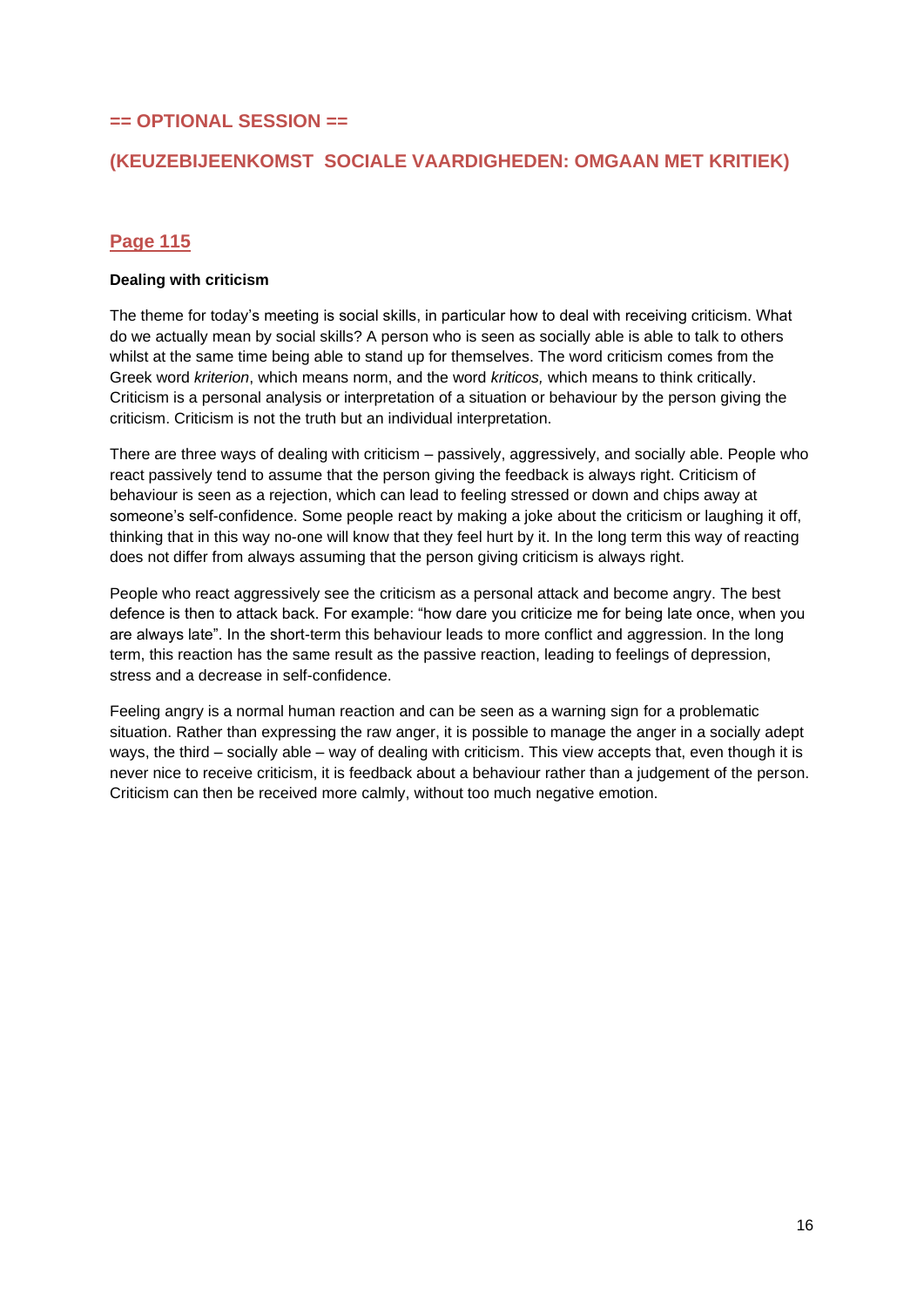## == OPTIONAL SESSION ==

## (KEUZEBIJEENKOMST SOCIALE VAARDIGHEDEN: OMGAAN MET KRITIEK)

### Page 115

**Dealing with criticism**

The theme for today's meeting is social skills, in particular how to deal with receiving criticism. What do we actually mean by social skills? A person who is seen as socially able is able to talk to others whilst at the same time being able to stand up for themselves. The word criticism comes from the Greek word *kriterion*, which means norm, and the word *kriticos,* which means to think critically. Criticism is a personal analysis or interpretation of a situation or behaviour by the person giving the criticism. Criticism is not the truth but an individual interpretation.

There are three ways of dealing with criticism – passively, aggressively, and socially able. People who react passively tend to assume that the person giving the feedback is always right. Criticism of behaviour is seen as a rejection, which can lead to feeling stressed or down and chips away at someone's self-confidence. Some people react by making a joke about the criticism or laughing it off, thinking that in this way no-one will know that they feel hurt by it. In the long term this way of reacting does not differ from always assuming that the person giving criticism is always right.

People who react aggressively see the criticism as a personal attack and become angry. The best defence is then to attack back. For example: "how dare you criticize me for being late once, when you are always late". In the short-term this behaviour leads to more conflict and aggression. In the long term, this reaction has the same result as the passive reaction, leading to feelings of depression, stress and a decrease in self-confidence.

Feeling angry is a normal human reaction and can be seen as a warning sign for a problematic situation. Rather than expressing the raw anger, it is possible to manage the anger in a socially adept ways, the third – socially able – way of dealing with criticism. This view accepts that, even though it is never nice to receive criticism, it is feedback about a behaviour rather than a judgement of the person. Criticism can then be received more calmly, without too much negative emotion.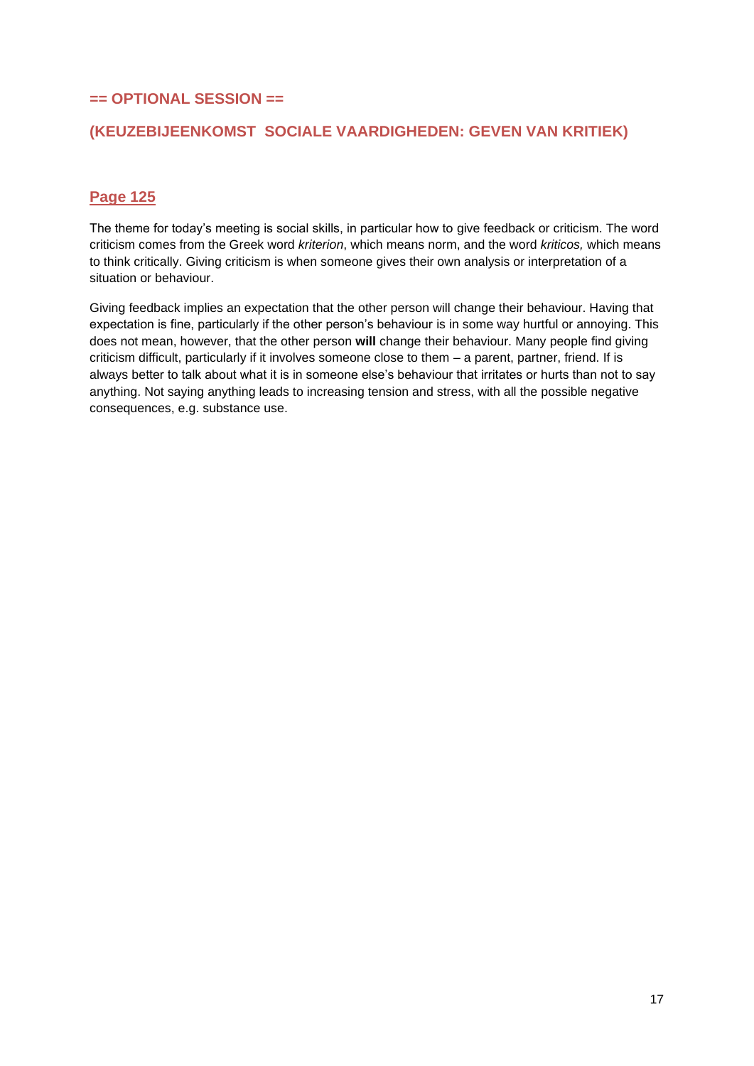## == OPTIONAL SESSION ==

## (KEUZEBIJEENKOMST  SOCIALE VAARDIGHEDEN: GEVEN VAN KRITIEK)

### Page 125

The theme for today's meeting is social skills, in particular how to give feedback or criticism. The word criticism comes from the Greek word *kriterion*, which means norm, and the word *kriticos,* which means to think critically. Giving criticism is when someone gives their own analysis or interpretation of a situation or behaviour.

Giving feedback implies an expectation that the other person will change their behaviour. Having that expectation is fine, particularly if the other person's behaviour is in some way hurtful or annoying. This does not mean, however, that the other person **will** change their behaviour. Many people find giving criticism difficult, particularly if it involves someone close to them – a parent, partner, friend. If is always better to talk about what it is in someone else's behaviour that irritates or hurts than not to say anything. Not saying anything leads to increasing tension and stress, with all the possible negative consequences, e.g. substance use.